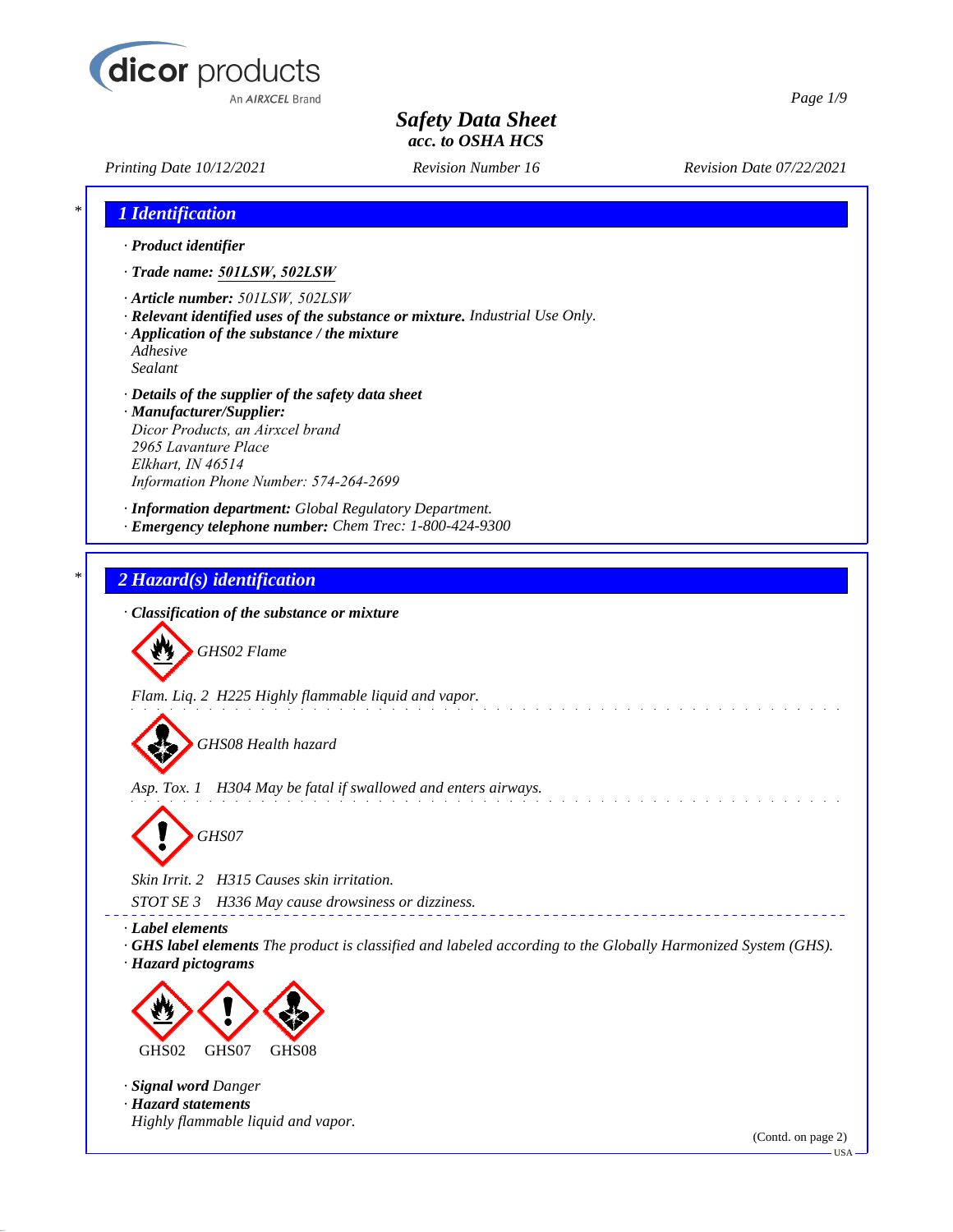# Safety Data Sheet
## acc. to OSHA HCS

*Printing Date 10/12/2021* *Revision Number 16* *Revision Date 07/22/2021*

## 1 Identification

· **Product identifier**

· **Trade name: 501LSW, 502LSW**

· **Article number:** 501LSW, 502LSW

· **Relevant identified uses of the substance or mixture.** Industrial Use Only.

· **Application of the substance / the mixture**
Adhesive
Sealant

· **Details of the supplier of the safety data sheet**

· **Manufacturer/Supplier:**
Dicor Products, an Airxcel brand
2965 Lavanture Place
Elkhart, IN 46514
Information Phone Number: 574-264-2699

· **Information department:** Global Regulatory Department.

· **Emergency telephone number:** Chem Trec: 1-800-424-9300

## 2 Hazard(s) identification

· **Classification of the substance or mixture**

GHS02 Flame

Flam. Liq. 2 H225 Highly flammable liquid and vapor.

GHS08 Health hazard

Asp. Tox. 1 H304 May be fatal if swallowed and enters airways.

GHS07

Skin Irrit. 2 H315 Causes skin irritation.

STOT SE 3 H336 May cause drowsiness or dizziness.

· **Label elements**

· **GHS label elements** The product is classified and labeled according to the Globally Harmonized System (GHS).

· **Hazard pictograms**

GHS02 GHS07 GHS08

· **Signal word** Danger

· **Hazard statements**
Highly flammable liquid and vapor.

(Contd. on page 2)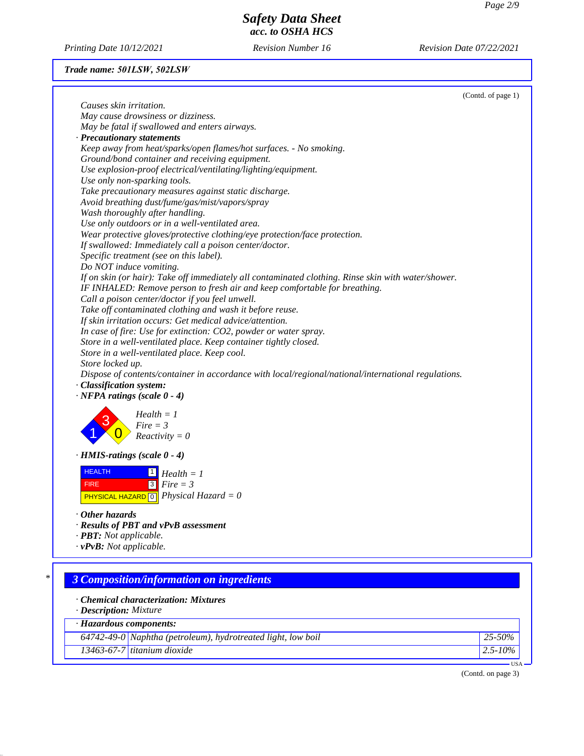**Trade name: 501LSW, 502LSW**

(Contd. of page 1)

*Causes skin irritation.*
*May cause drowsiness or dizziness.*
*May be fatal if swallowed and enters airways.*

· **Precautionary statements**

*Keep away from heat/sparks/open flames/hot surfaces. - No smoking.*
*Ground/bond container and receiving equipment.*
*Use explosion-proof electrical/ventilating/lighting/equipment.*
*Use only non-sparking tools.*
*Take precautionary measures against static discharge.*
*Avoid breathing dust/fume/gas/mist/vapors/spray*
*Wash thoroughly after handling.*
*Use only outdoors or in a well-ventilated area.*
*Wear protective gloves/protective clothing/eye protection/face protection.*
*If swallowed: Immediately call a poison center/doctor.*
*Specific treatment (see on this label).*
*Do NOT induce vomiting.*
*If on skin (or hair): Take off immediately all contaminated clothing. Rinse skin with water/shower.*
*IF INHALED: Remove person to fresh air and keep comfortable for breathing.*
*Call a poison center/doctor if you feel unwell.*
*Take off contaminated clothing and wash it before reuse.*
*If skin irritation occurs: Get medical advice/attention.*
*In case of fire: Use for extinction: CO2, powder or water spray.*
*Store in a well-ventilated place. Keep container tightly closed.*
*Store in a well-ventilated place. Keep cool.*
*Store locked up.*
*Dispose of contents/container in accordance with local/regional/national/international regulations.*

· **Classification system:**

· **NFPA ratings (scale 0 - 4)**

*Health = 1*
*Fire = 3*
*Reactivity = 0*

· **HMIS-ratings (scale 0 - 4)**

| HMIS | Rating |
|---|---|
| HEALTH | 1 |
| FIRE | 3 |
| PHYSICAL HAZARD | 0 |

*Health = 1*
*Fire = 3*
*Physical Hazard = 0*

· **Other hazards**

· **Results of PBT and vPvB assessment**

· **PBT:** *Not applicable.*

· **vPvB:** *Not applicable.*

## * 3 Composition/information on ingredients

· **Chemical characterization: Mixtures**

· **Description:** *Mixture*

· **Hazardous components:**

| CAS | Component | Amount |
|---|---|---|
| 64742-49-0 | Naphtha (petroleum), hydrotreated light, low boil | 25-50% |
| 13463-67-7 | titanium dioxide | 2.5-10% |

USA

(Contd. on page 3)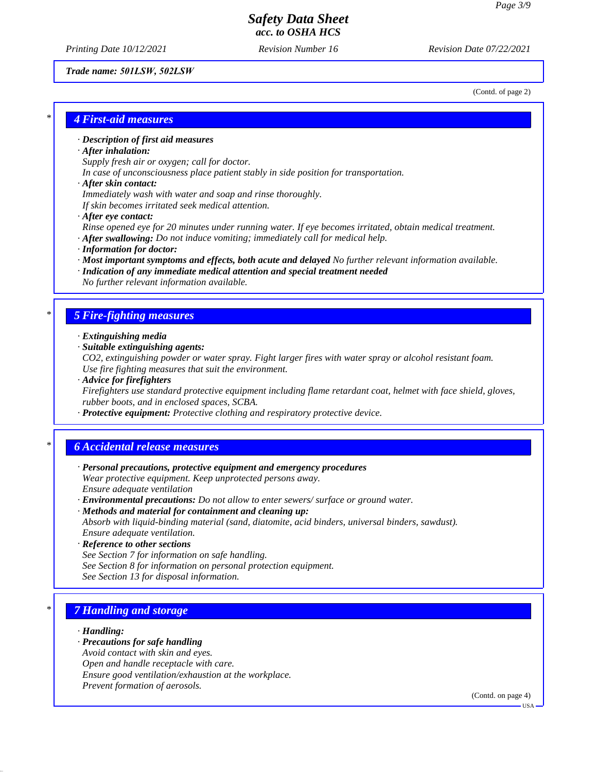**Trade name: 501LSW, 502LSW**

(Contd. of page 2)

## 4 First-aid measures

· ***Description of first aid measures***
· ***After inhalation:***
*Supply fresh air or oxygen; call for doctor.*
*In case of unconsciousness place patient stably in side position for transportation.*
· ***After skin contact:***
*Immediately wash with water and soap and rinse thoroughly.*
*If skin becomes irritated seek medical attention.*
· ***After eye contact:***
*Rinse opened eye for 20 minutes under running water. If eye becomes irritated, obtain medical treatment.*
· ***After swallowing:*** *Do not induce vomiting; immediately call for medical help.*
· ***Information for doctor:***
· ***Most important symptoms and effects, both acute and delayed*** *No further relevant information available.*
· ***Indication of any immediate medical attention and special treatment needed***
*No further relevant information available.*

## 5 Fire-fighting measures

· ***Extinguishing media***
· ***Suitable extinguishing agents:***
*CO2, extinguishing powder or water spray. Fight larger fires with water spray or alcohol resistant foam.*
*Use fire fighting measures that suit the environment.*
· ***Advice for firefighters***
*Firefighters use standard protective equipment including flame retardant coat, helmet with face shield, gloves, rubber boots, and in enclosed spaces, SCBA.*
· ***Protective equipment:*** *Protective clothing and respiratory protective device.*

## 6 Accidental release measures

· ***Personal precautions, protective equipment and emergency procedures***
*Wear protective equipment. Keep unprotected persons away.*
*Ensure adequate ventilation*
· ***Environmental precautions:*** *Do not allow to enter sewers/ surface or ground water.*
· ***Methods and material for containment and cleaning up:***
*Absorb with liquid-binding material (sand, diatomite, acid binders, universal binders, sawdust).*
*Ensure adequate ventilation.*
· ***Reference to other sections***
*See Section 7 for information on safe handling.*
*See Section 8 for information on personal protection equipment.*
*See Section 13 for disposal information.*

## 7 Handling and storage

· ***Handling:***
· ***Precautions for safe handling***
*Avoid contact with skin and eyes.*
*Open and handle receptacle with care.*
*Ensure good ventilation/exhaustion at the workplace.*
*Prevent formation of aerosols.*

(Contd. on page 4)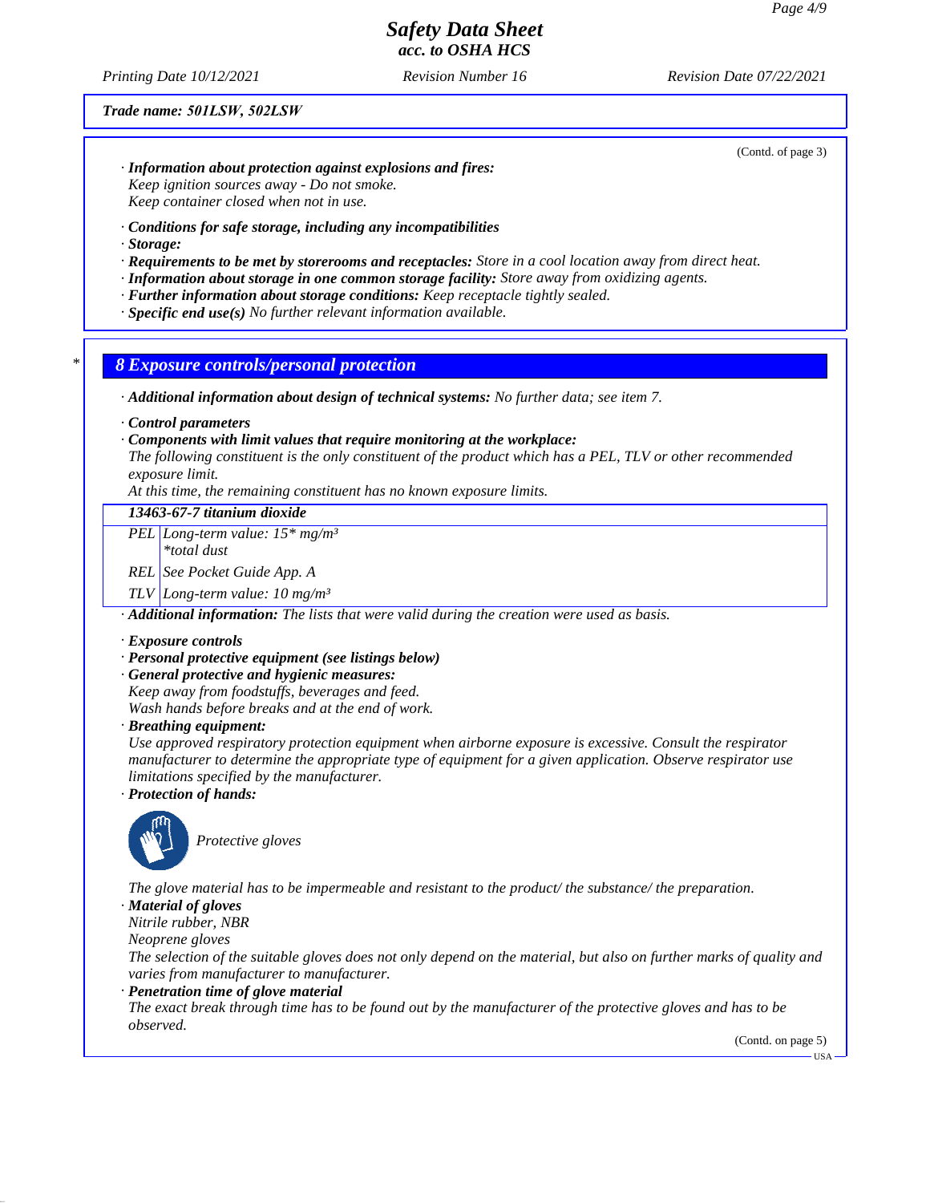**Trade name: 501LSW, 502LSW**

(Contd. of page 3)

· **Information about protection against explosions and fires:**
Keep ignition sources away - Do not smoke.
Keep container closed when not in use.

· **Conditions for safe storage, including any incompatibilities**
· **Storage:**
· **Requirements to be met by storerooms and receptacles:** Store in a cool location away from direct heat.
· **Information about storage in one common storage facility:** Store away from oxidizing agents.
· **Further information about storage conditions:** Keep receptacle tightly sealed.
· **Specific end use(s)** No further relevant information available.

## * 8 Exposure controls/personal protection

· **Additional information about design of technical systems:** No further data; see item 7.

· **Control parameters**
· **Components with limit values that require monitoring at the workplace:**
The following constituent is the only constituent of the product which has a PEL, TLV or other recommended exposure limit.
At this time, the remaining constituent has no known exposure limits.

| 13463-67-7 titanium dioxide | |
|---|---|
| PEL | Long-term value: 15* mg/m³<br>*total dust |
| REL | See Pocket Guide App. A |
| TLV | Long-term value: 10 mg/m³ |

· **Additional information:** The lists that were valid during the creation were used as basis.

· **Exposure controls**
· **Personal protective equipment (see listings below)**
· **General protective and hygienic measures:**
Keep away from foodstuffs, beverages and feed.
Wash hands before breaks and at the end of work.
· **Breathing equipment:**
Use approved respiratory protection equipment when airborne exposure is excessive. Consult the respirator manufacturer to determine the appropriate type of equipment for a given application. Observe respirator use limitations specified by the manufacturer.
· **Protection of hands:**

Protective gloves

The glove material has to be impermeable and resistant to the product/ the substance/ the preparation.
· **Material of gloves**
Nitrile rubber, NBR
Neoprene gloves
The selection of the suitable gloves does not only depend on the material, but also on further marks of quality and varies from manufacturer to manufacturer.
· **Penetration time of glove material**
The exact break through time has to be found out by the manufacturer of the protective gloves and has to be observed.

(Contd. on page 5)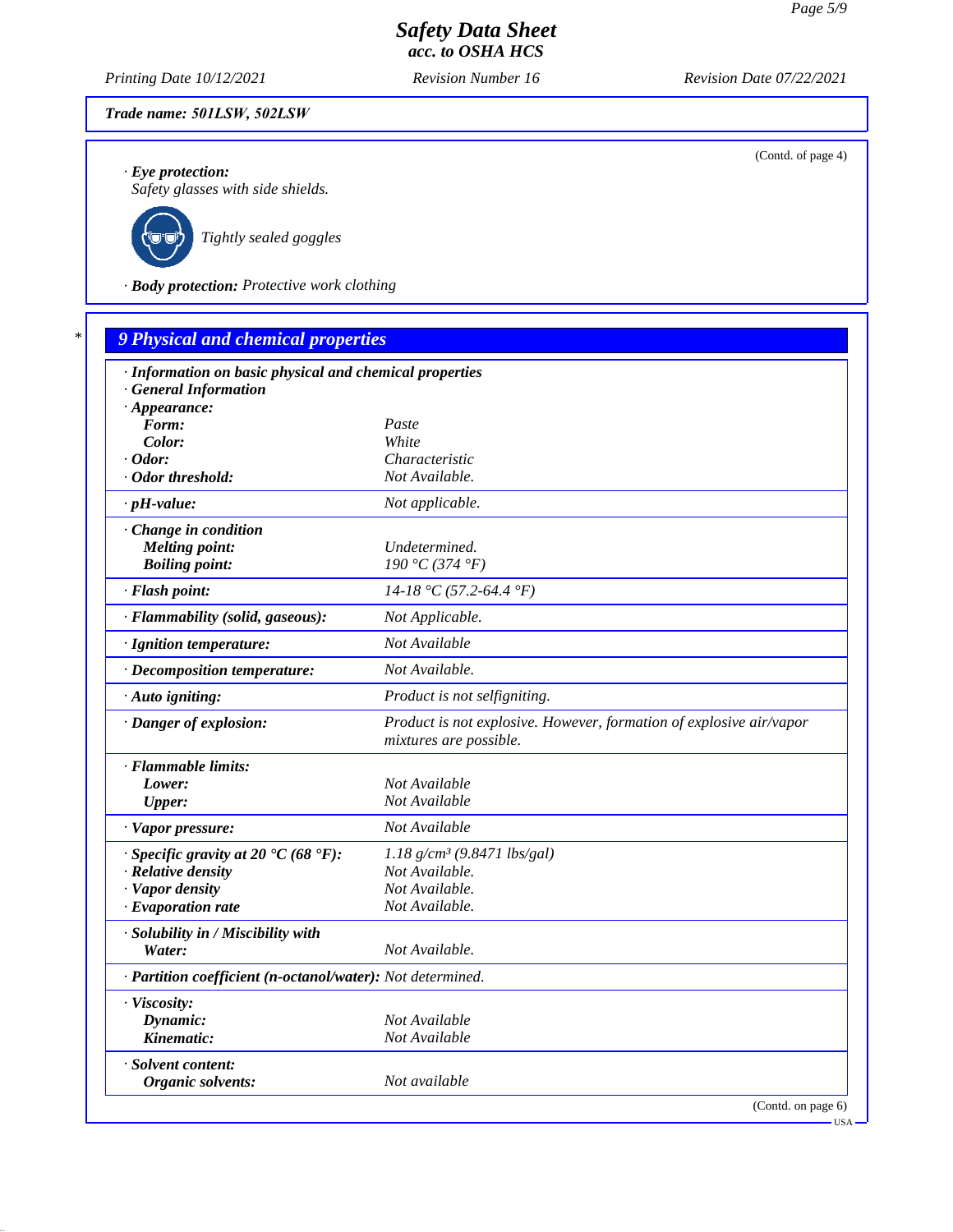Safety Data Sheet
acc. to OSHA HCS

Printing Date 10/12/2021 Revision Number 16 Revision Date 07/22/2021

**Trade name: 501LSW, 502LSW**

(Contd. of page 4)

· **Eye protection:**
Safety glasses with side shields.

Tightly sealed goggles

· **Body protection:** Protective work clothing

## 9 Physical and chemical properties

· **Information on basic physical and chemical properties**
· **General Information**

| Property | Value |
|---|---|
| · **Appearance:** | |
| **Form:** | Paste |
| **Color:** | White |
| · **Odor:** | Characteristic |
| · **Odor threshold:** | Not Available. |
| · **pH-value:** | Not applicable. |
| · **Change in condition** | |
| **Melting point:** | Undetermined. |
| **Boiling point:** | 190 °C (374 °F) |
| · **Flash point:** | 14-18 °C (57.2-64.4 °F) |
| · **Flammability (solid, gaseous):** | Not Applicable. |
| · **Ignition temperature:** | Not Available |
| · **Decomposition temperature:** | Not Available. |
| · **Auto igniting:** | Product is not selfigniting. |
| · **Danger of explosion:** | Product is not explosive. However, formation of explosive air/vapor mixtures are possible. |
| · **Flammable limits:** | |
| **Lower:** | Not Available |
| **Upper:** | Not Available |
| · **Vapor pressure:** | Not Available |
| · **Specific gravity at 20 °C (68 °F):** | 1.18 g/cm³ (9.8471 lbs/gal) |
| · **Relative density** | Not Available. |
| · **Vapor density** | Not Available. |
| · **Evaporation rate** | Not Available. |
| · **Solubility in / Miscibility with** | |
| **Water:** | Not Available. |
| · **Partition coefficient (n-octanol/water):** | Not determined. |
| · **Viscosity:** | |
| **Dynamic:** | Not Available |
| **Kinematic:** | Not Available |
| · **Solvent content:** | |
| **Organic solvents:** | Not available |

(Contd. on page 6)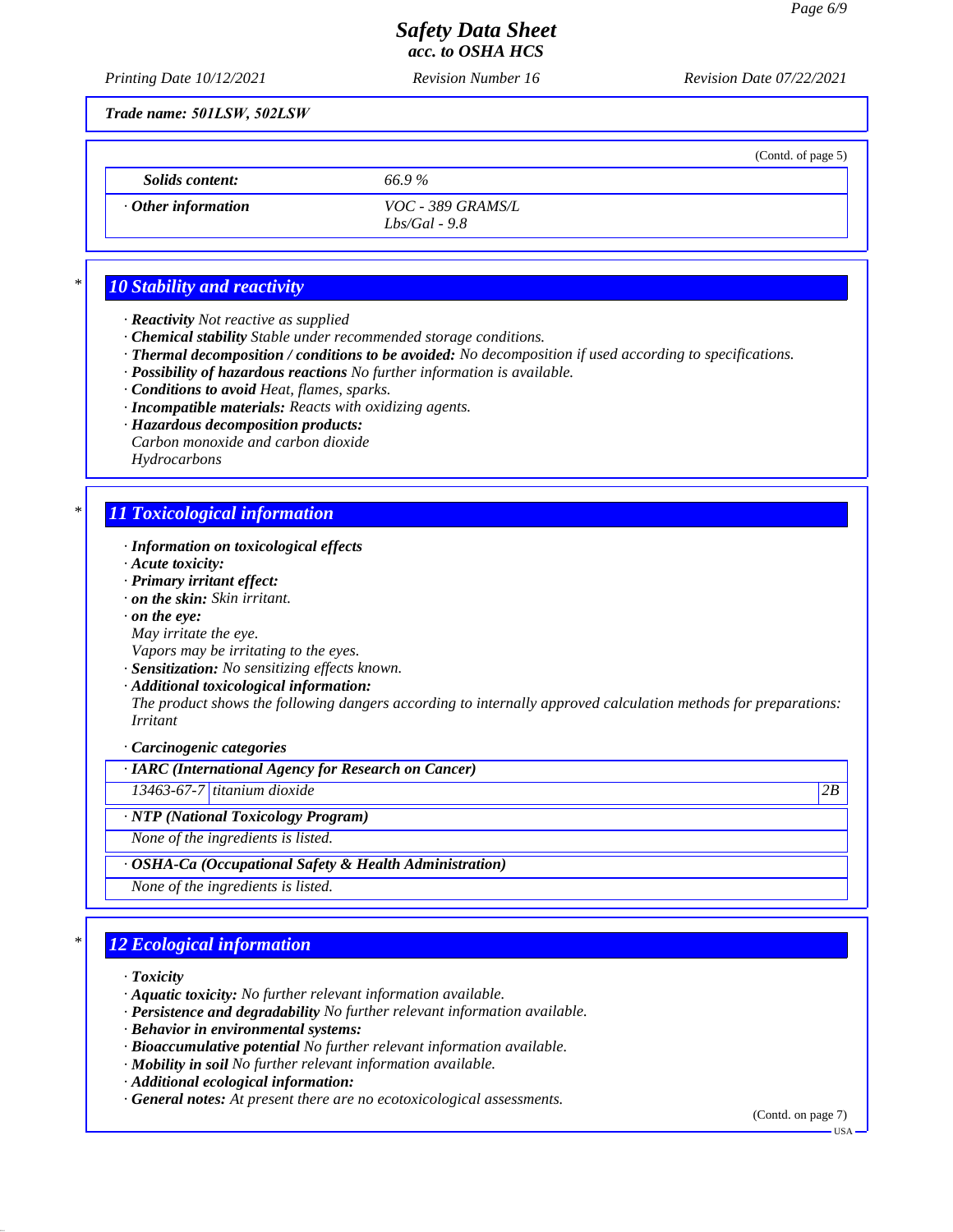**Trade name: 501LSW, 502LSW**

(Contd. of page 5)

| | |
|---|---|
| **Solids content:** | 66.9 % |
| **· Other information** | VOC - 389 GRAMS/L<br>Lbs/Gal - 9.8 |

## 10 Stability and reactivity

- **Reactivity** Not reactive as supplied
- **Chemical stability** Stable under recommended storage conditions.
- **Thermal decomposition / conditions to be avoided:** No decomposition if used according to specifications.
- **Possibility of hazardous reactions** No further information is available.
- **Conditions to avoid** Heat, flames, sparks.
- **Incompatible materials:** Reacts with oxidizing agents.
- **Hazardous decomposition products:**
  Carbon monoxide and carbon dioxide
  Hydrocarbons

## 11 Toxicological information

- **Information on toxicological effects**
- **Acute toxicity:**
- **Primary irritant effect:**
- **on the skin:** Skin irritant.
- **on the eye:**
  May irritate the eye.
  Vapors may be irritating to the eyes.
- **Sensitization:** No sensitizing effects known.
- **Additional toxicological information:**
  The product shows the following dangers according to internally approved calculation methods for preparations:
  Irritant

- **Carcinogenic categories**

| · IARC (International Agency for Research on Cancer) | | |
|---|---|---|
| 13463-67-7 | titanium dioxide | 2B |

| · NTP (National Toxicology Program) |
|---|
| None of the ingredients is listed. |

| · OSHA-Ca (Occupational Safety & Health Administration) |
|---|
| None of the ingredients is listed. |

## 12 Ecological information

- **Toxicity**
- **Aquatic toxicity:** No further relevant information available.
- **Persistence and degradability** No further relevant information available.
- **Behavior in environmental systems:**
- **Bioaccumulative potential** No further relevant information available.
- **Mobility in soil** No further relevant information available.
- **Additional ecological information:**
- **General notes:** At present there are no ecotoxicological assessments.

(Contd. on page 7)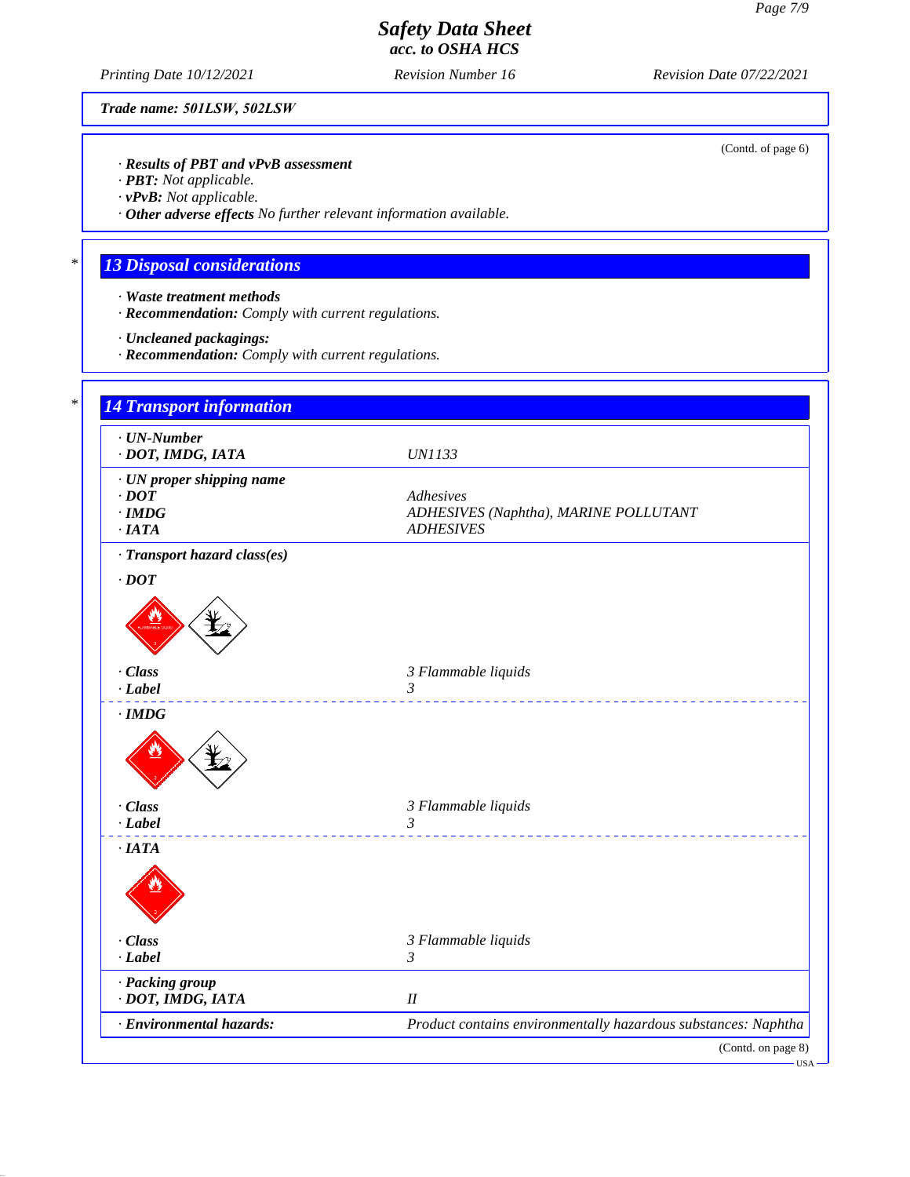**Trade name: 501LSW, 502LSW**

(Contd. of page 6)

· **Results of PBT and vPvB assessment**
· **PBT:** Not applicable.
· **vPvB:** Not applicable.
· **Other adverse effects** No further relevant information available.

## 13 Disposal considerations

· **Waste treatment methods**
· **Recommendation:** Comply with current regulations.

· **Uncleaned packagings:**
· **Recommendation:** Comply with current regulations.

## 14 Transport information

| | |
|---|---|
| · **UN-Number** | |
| · **DOT, IMDG, IATA** | UN1133 |
| · **UN proper shipping name** | |
| · **DOT** | Adhesives |
| · **IMDG** | ADHESIVES (Naphtha), MARINE POLLUTANT |
| · **IATA** | ADHESIVES |
| · **Transport hazard class(es)** | |
| · **DOT** | |
| · **Class** | 3 Flammable liquids |
| · **Label** | 3 |
| · **IMDG** | |
| · **Class** | 3 Flammable liquids |
| · **Label** | 3 |
| · **IATA** | |
| · **Class** | 3 Flammable liquids |
| · **Label** | 3 |
| · **Packing group** | |
| · **DOT, IMDG, IATA** | II |
| · **Environmental hazards:** | Product contains environmentally hazardous substances: Naphtha |

(Contd. on page 8)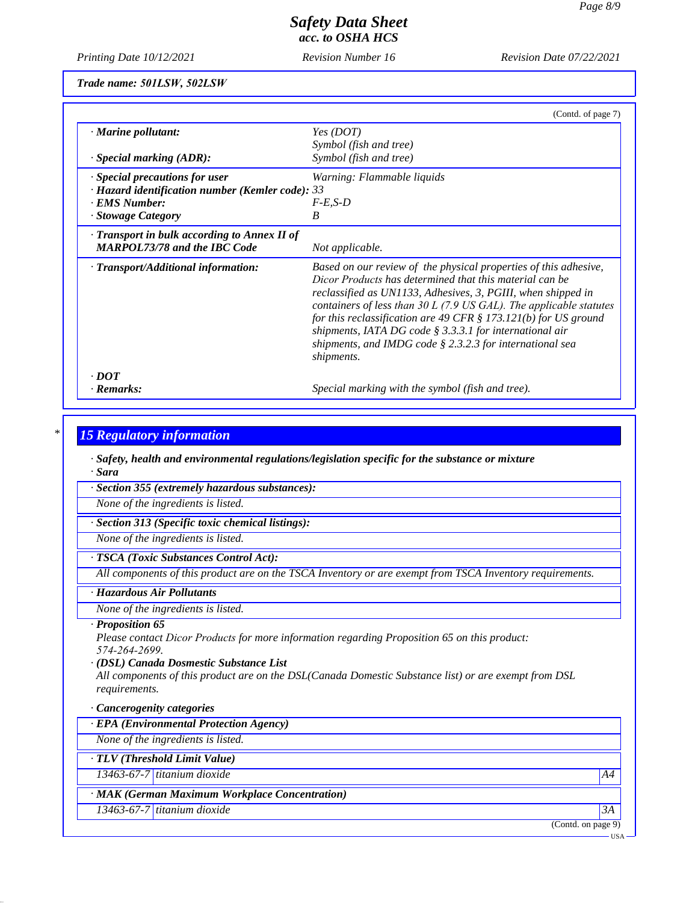*Trade name: 501LSW, 502LSW*

(Contd. of page 7)

| | |
|---|---|
| · **Marine pollutant:** | Yes (DOT) Symbol (fish and tree) |
| · **Special marking (ADR):** | Symbol (fish and tree) |
| · **Special precautions for user** | Warning: Flammable liquids |
| · **Hazard identification number (Kemler code):** | 33 |
| · **EMS Number:** | F-E,S-D |
| · **Stowage Category** | B |
| · **Transport in bulk according to Annex II of MARPOL73/78 and the IBC Code** | Not applicable. |
| · **Transport/Additional information:** | Based on our review of the physical properties of this adhesive, Dicor Products has determined that this material can be reclassified as UN1133, Adhesives, 3, PGIII, when shipped in containers of less than 30 L (7.9 US GAL). The applicable statutes for this reclassification are 49 CFR § 173.121(b) for US ground shipments, IATA DG code § 3.3.3.1 for international air shipments, and IMDG code § 2.3.2.3 for international sea shipments. |
| · **DOT** | |
| · **Remarks:** | Special marking with the symbol (fish and tree). |

## 15 Regulatory information

· **Safety, health and environmental regulations/legislation specific for the substance or mixture**

· **Sara**

· **Section 355 (extremely hazardous substances):**

None of the ingredients is listed.

· **Section 313 (Specific toxic chemical listings):**

None of the ingredients is listed.

· **TSCA (Toxic Substances Control Act):**

All components of this product are on the TSCA Inventory or are exempt from TSCA Inventory requirements.

· **Hazardous Air Pollutants**

None of the ingredients is listed.

· **Proposition 65**

Please contact Dicor Products for more information regarding Proposition 65 on this product: 574-264-2699.

· **(DSL) Canada Dosmestic Substance List**

All components of this product are on the DSL(Canada Domestic Substance list) or are exempt from DSL requirements.

· **Cancerogenity categories**

· **EPA (Environmental Protection Agency)**

None of the ingredients is listed.

· **TLV (Threshold Limit Value)**

| | | |
|---|---|---|
| 13463-67-7 | titanium dioxide | A4 |

· **MAK (German Maximum Workplace Concentration)**

| | | |
|---|---|---|
| 13463-67-7 | titanium dioxide | 3A |

(Contd. on page 9)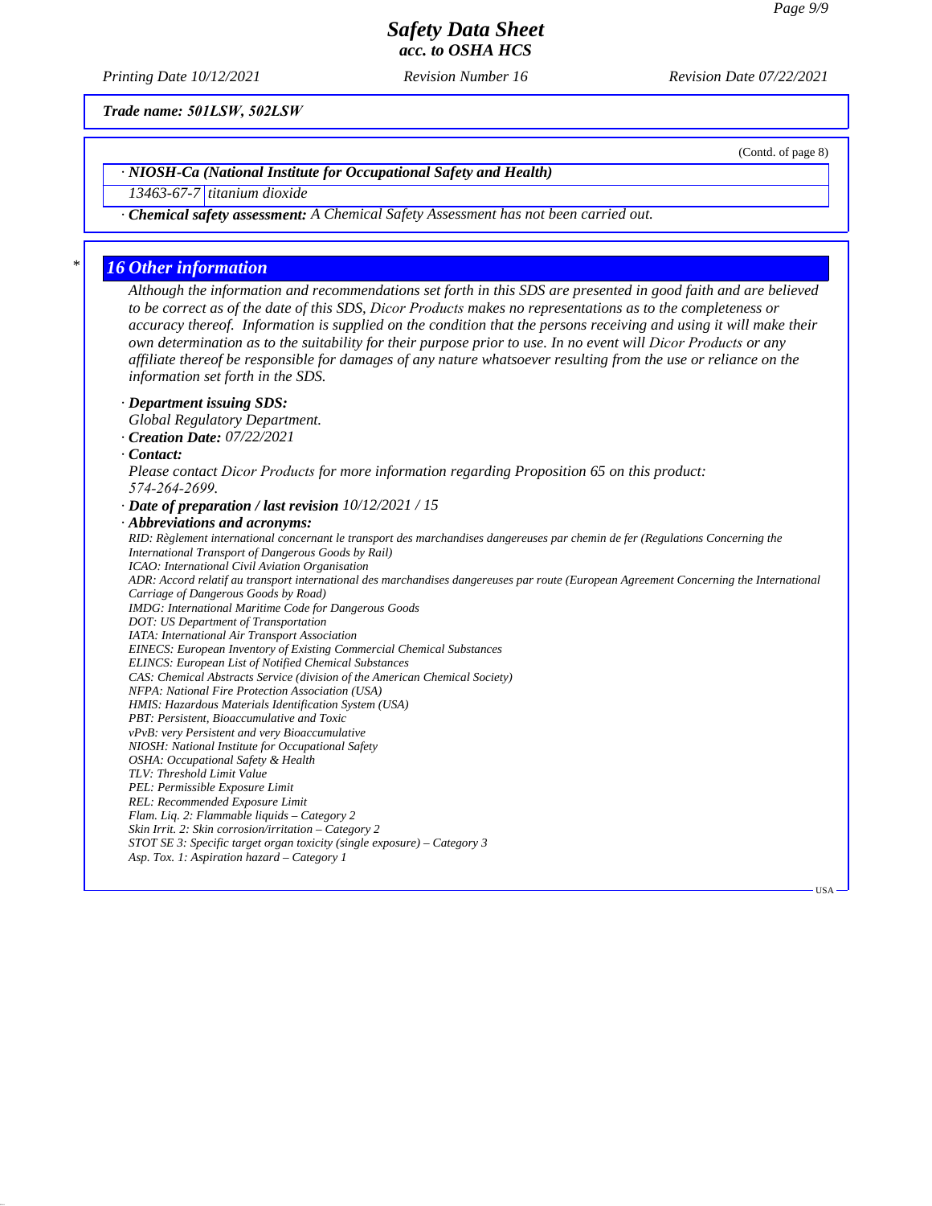Safety Data Sheet
acc. to OSHA HCS

Printing Date 10/12/2021 | Revision Number 16 | Revision Date 07/22/2021

**Trade name: 501LSW, 502LSW**

(Contd. of page 8)

· ***NIOSH-Ca (National Institute for Occupational Safety and Health)***

| | |
|---|---|
| 13463-67-7 | titanium dioxide |

· ***Chemical safety assessment:*** *A Chemical Safety Assessment has not been carried out.*

## 16 Other information

*Although the information and recommendations set forth in this SDS are presented in good faith and are believed to be correct as of the date of this SDS, Dicor Products makes no representations as to the completeness or accuracy thereof. Information is supplied on the condition that the persons receiving and using it will make their own determination as to the suitability for their purpose prior to use. In no event will Dicor Products or any affiliate thereof be responsible for damages of any nature whatsoever resulting from the use or reliance on the information set forth in the SDS.*

· ***Department issuing SDS:***
*Global Regulatory Department.*

· ***Creation Date:*** *07/22/2021*

· ***Contact:***
*Please contact Dicor Products for more information regarding Proposition 65 on this product: 574-264-2699.*

· ***Date of preparation / last revision*** *10/12/2021 / 15*

· ***Abbreviations and acronyms:***
*RID: Règlement international concernant le transport des marchandises dangereuses par chemin de fer (Regulations Concerning the International Transport of Dangerous Goods by Rail)*
*ICAO: International Civil Aviation Organisation*
*ADR: Accord relatif au transport international des marchandises dangereuses par route (European Agreement Concerning the International Carriage of Dangerous Goods by Road)*
*IMDG: International Maritime Code for Dangerous Goods*
*DOT: US Department of Transportation*
*IATA: International Air Transport Association*
*EINECS: European Inventory of Existing Commercial Chemical Substances*
*ELINCS: European List of Notified Chemical Substances*
*CAS: Chemical Abstracts Service (division of the American Chemical Society)*
*NFPA: National Fire Protection Association (USA)*
*HMIS: Hazardous Materials Identification System (USA)*
*PBT: Persistent, Bioaccumulative and Toxic*
*vPvB: very Persistent and very Bioaccumulative*
*NIOSH: National Institute for Occupational Safety*
*OSHA: Occupational Safety & Health*
*TLV: Threshold Limit Value*
*PEL: Permissible Exposure Limit*
*REL: Recommended Exposure Limit*
*Flam. Liq. 2: Flammable liquids – Category 2*
*Skin Irrit. 2: Skin corrosion/irritation – Category 2*
*STOT SE 3: Specific target organ toxicity (single exposure) – Category 3*
*Asp. Tox. 1: Aspiration hazard – Category 1*

USA